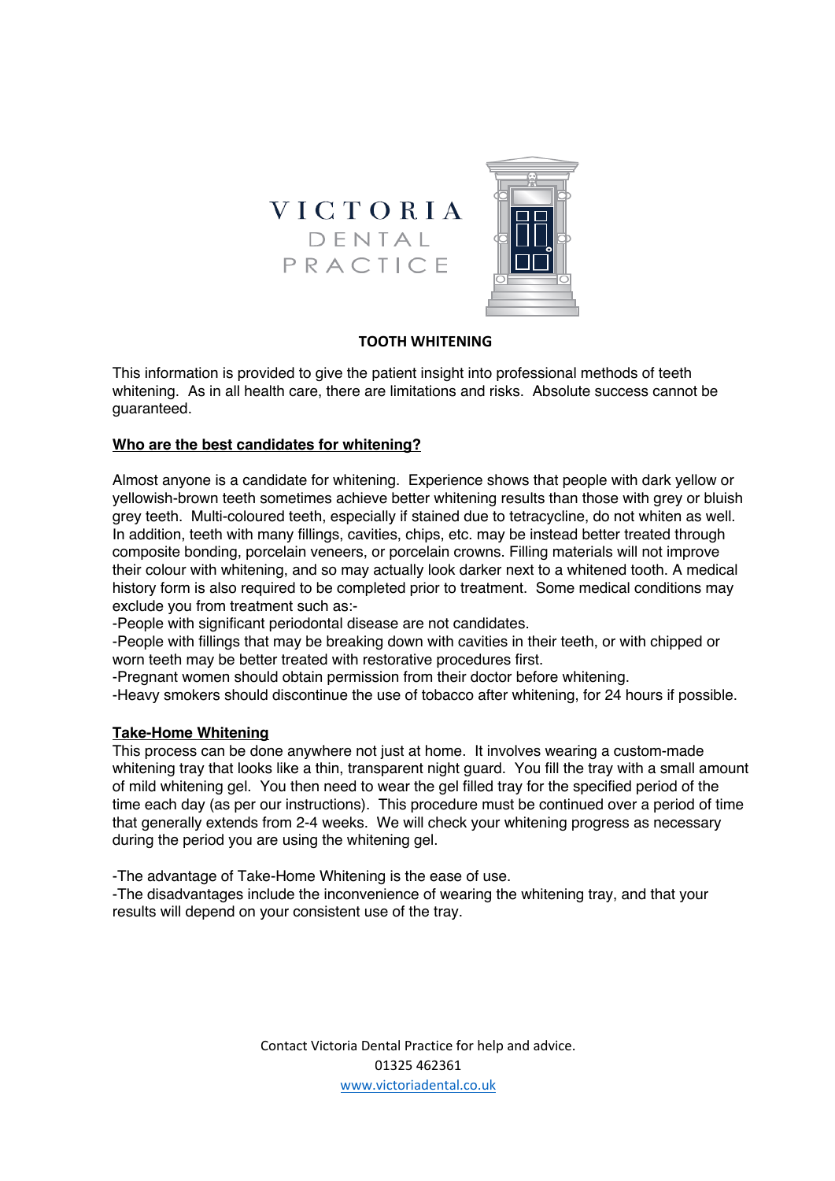VICTORIA
DENTAL
PRACTICE

# TOOTH WHITENING

This information is provided to give the patient insight into professional methods of teeth whitening. As in all health care, there are limitations and risks. Absolute success cannot be guaranteed.

## Who are the best candidates for whitening?

Almost anyone is a candidate for whitening. Experience shows that people with dark yellow or yellowish-brown teeth sometimes achieve better whitening results than those with grey or bluish grey teeth. Multi-coloured teeth, especially if stained due to tetracycline, do not whiten as well. In addition, teeth with many fillings, cavities, chips, etc. may be instead better treated through composite bonding, porcelain veneers, or porcelain crowns. Filling materials will not improve their colour with whitening, and so may actually look darker next to a whitened tooth. A medical history form is also required to be completed prior to treatment. Some medical conditions may exclude you from treatment such as:-

-People with significant periodontal disease are not candidates.
-People with fillings that may be breaking down with cavities in their teeth, or with chipped or worn teeth may be better treated with restorative procedures first.
-Pregnant women should obtain permission from their doctor before whitening.
-Heavy smokers should discontinue the use of tobacco after whitening, for 24 hours if possible.

## Take-Home Whitening

This process can be done anywhere not just at home. It involves wearing a custom-made whitening tray that looks like a thin, transparent night guard. You fill the tray with a small amount of mild whitening gel. You then need to wear the gel filled tray for the specified period of the time each day (as per our instructions). This procedure must be continued over a period of time that generally extends from 2-4 weeks. We will check your whitening progress as necessary during the period you are using the whitening gel.

-The advantage of Take-Home Whitening is the ease of use.
-The disadvantages include the inconvenience of wearing the whitening tray, and that your results will depend on your consistent use of the tray.

Contact Victoria Dental Practice for help and advice.
01325 462361
www.victoriadental.co.uk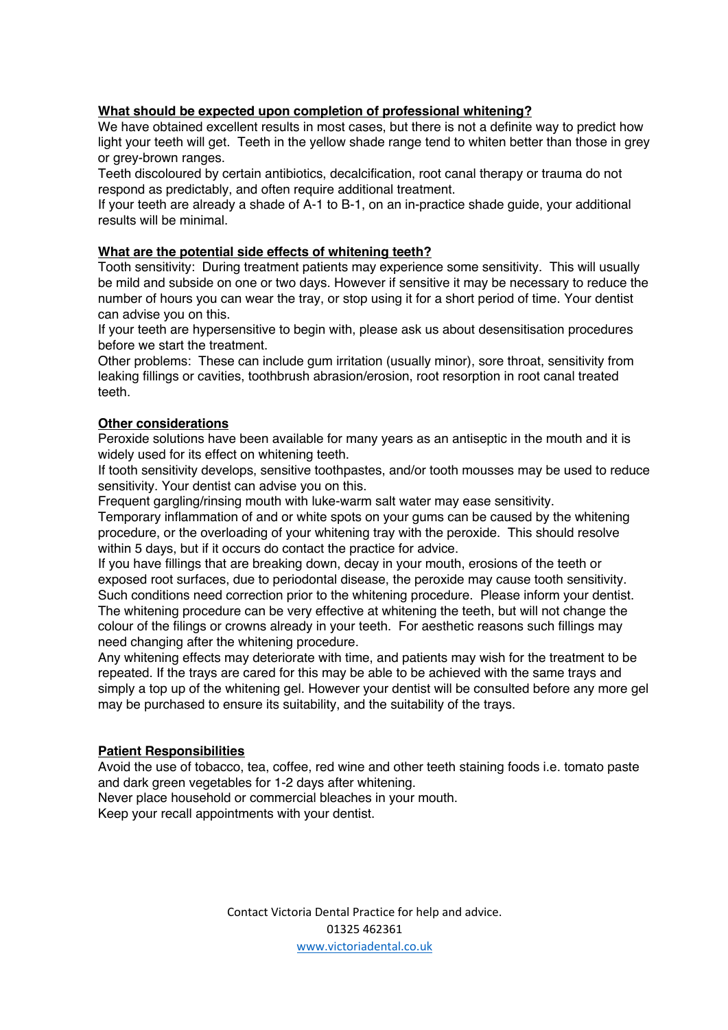## What should be expected upon completion of professional whitening?

We have obtained excellent results in most cases, but there is not a definite way to predict how light your teeth will get. Teeth in the yellow shade range tend to whiten better than those in grey or grey-brown ranges.

Teeth discoloured by certain antibiotics, decalcification, root canal therapy or trauma do not respond as predictably, and often require additional treatment.

If your teeth are already a shade of A-1 to B-1, on an in-practice shade guide, your additional results will be minimal.

## What are the potential side effects of whitening teeth?

Tooth sensitivity: During treatment patients may experience some sensitivity. This will usually be mild and subside on one or two days. However if sensitive it may be necessary to reduce the number of hours you can wear the tray, or stop using it for a short period of time. Your dentist can advise you on this.

If your teeth are hypersensitive to begin with, please ask us about desensitisation procedures before we start the treatment.

Other problems: These can include gum irritation (usually minor), sore throat, sensitivity from leaking fillings or cavities, toothbrush abrasion/erosion, root resorption in root canal treated teeth.

## Other considerations

Peroxide solutions have been available for many years as an antiseptic in the mouth and it is widely used for its effect on whitening teeth.

If tooth sensitivity develops, sensitive toothpastes, and/or tooth mousses may be used to reduce sensitivity. Your dentist can advise you on this.

Frequent gargling/rinsing mouth with luke-warm salt water may ease sensitivity.

Temporary inflammation of and or white spots on your gums can be caused by the whitening procedure, or the overloading of your whitening tray with the peroxide. This should resolve within 5 days, but if it occurs do contact the practice for advice.

If you have fillings that are breaking down, decay in your mouth, erosions of the teeth or exposed root surfaces, due to periodontal disease, the peroxide may cause tooth sensitivity. Such conditions need correction prior to the whitening procedure. Please inform your dentist.

The whitening procedure can be very effective at whitening the teeth, but will not change the colour of the filings or crowns already in your teeth. For aesthetic reasons such fillings may need changing after the whitening procedure.

Any whitening effects may deteriorate with time, and patients may wish for the treatment to be repeated. If the trays are cared for this may be able to be achieved with the same trays and simply a top up of the whitening gel. However your dentist will be consulted before any more gel may be purchased to ensure its suitability, and the suitability of the trays.

## Patient Responsibilities

Avoid the use of tobacco, tea, coffee, red wine and other teeth staining foods i.e. tomato paste and dark green vegetables for 1-2 days after whitening.

Never place household or commercial bleaches in your mouth.

Keep your recall appointments with your dentist.

Contact Victoria Dental Practice for help and advice.
01325 462361
www.victoriadental.co.uk